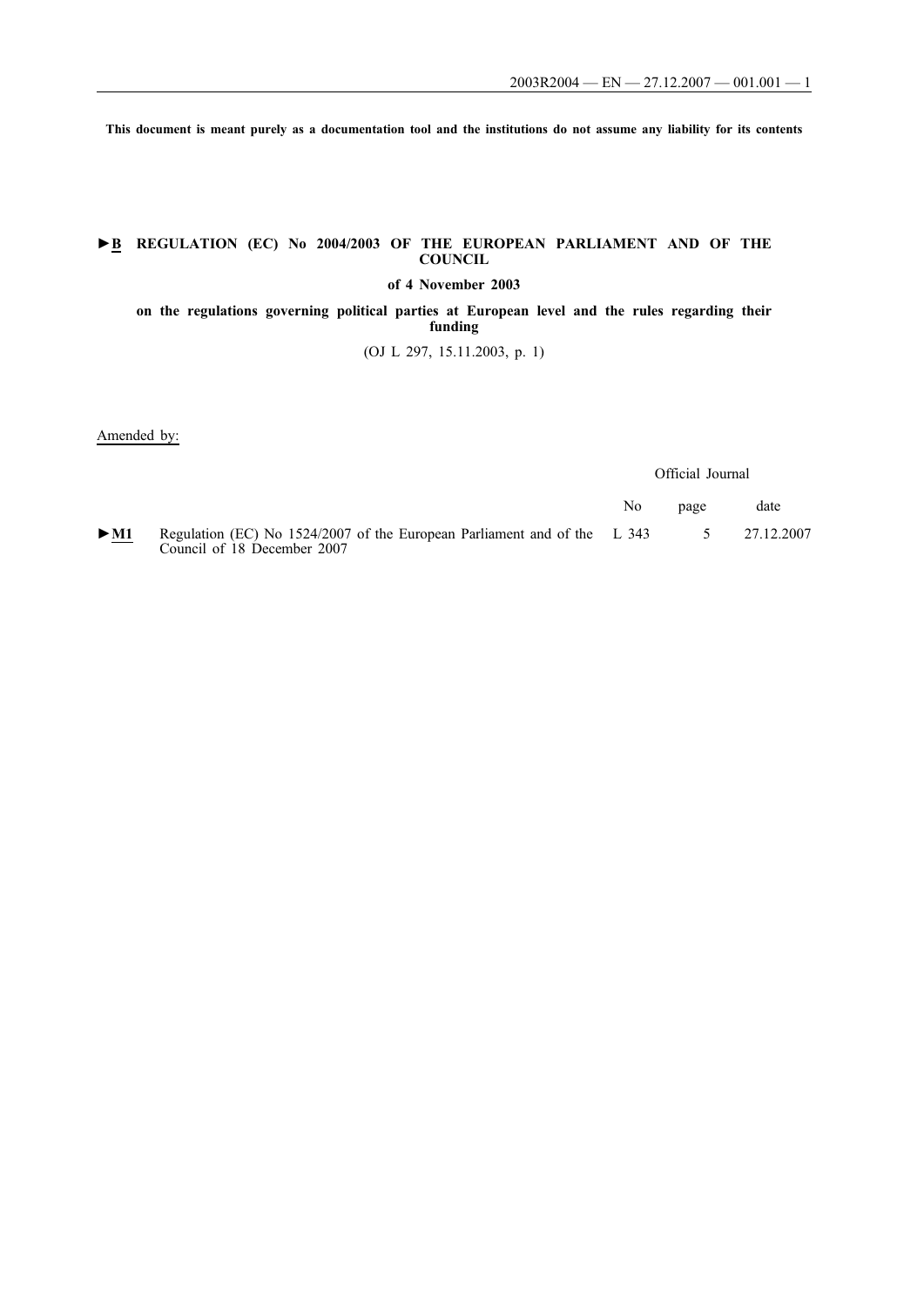**This document is meant purely as a documentation tool and the institutions do not assume any liability for its contents**

# ►B REGULATION (EC) No 2004/2003 OF THE EUROPEAN PARLIAMENT AND OF THE COUNCIL

**of 4 November 2003**

**on the regulations governing political parties at European level and the rules regarding their funding**

(OJ L 297, 15.11.2003, p. 1)

Amended by:

| | | Official Journal | | |
|---|---|---|---|---|
| | | No | page | date |
| ►M1 | Regulation (EC) No 1524/2007 of the European Parliament and of the Council of 18 December 2007 | L 343 | 5 | 27.12.2007 |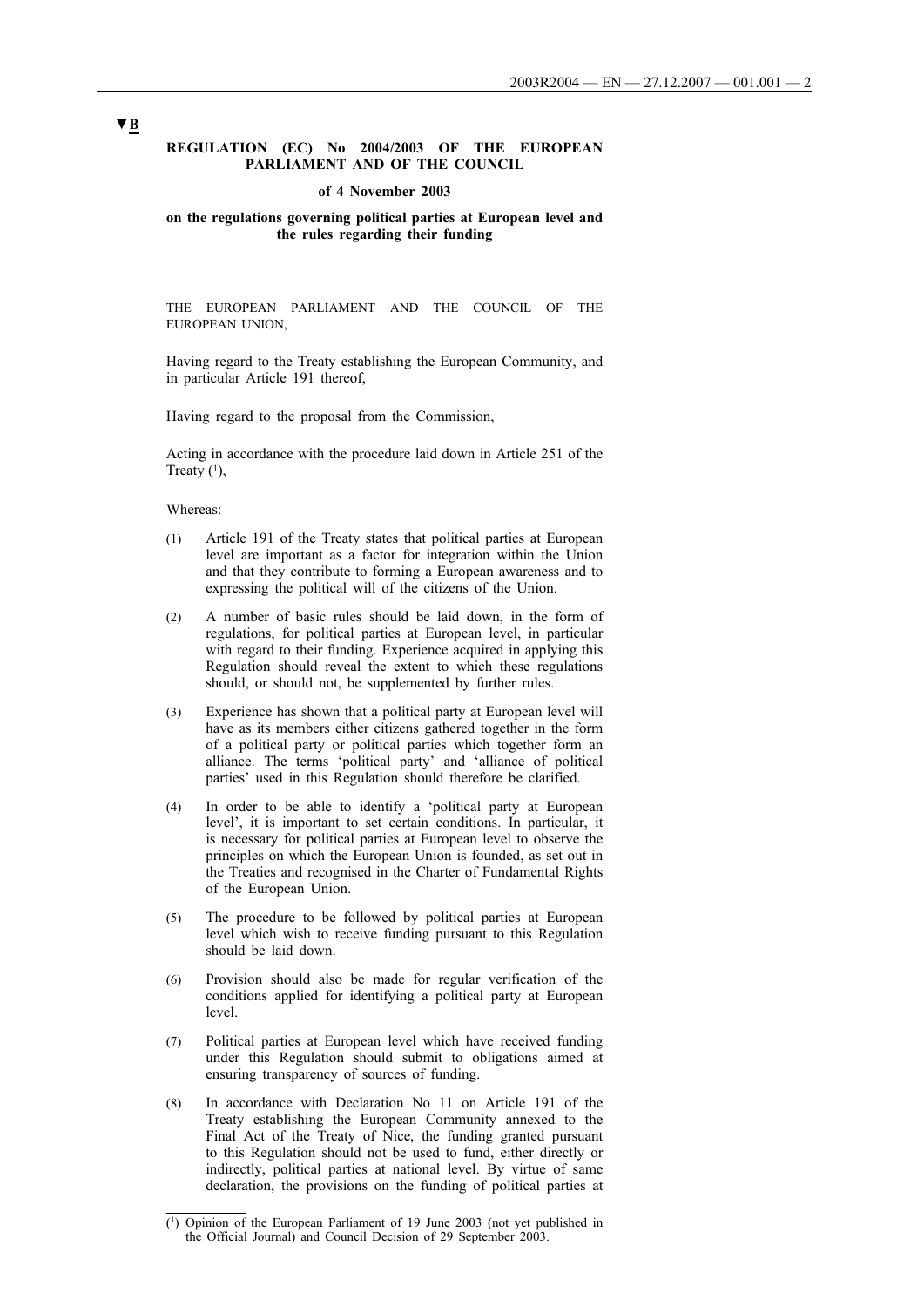▼B

**REGULATION (EC) No 2004/2003 OF THE EUROPEAN PARLIAMENT AND OF THE COUNCIL**

**of 4 November 2003**

**on the regulations governing political parties at European level and the rules regarding their funding**

THE EUROPEAN PARLIAMENT AND THE COUNCIL OF THE EUROPEAN UNION,

Having regard to the Treaty establishing the European Community, and in particular Article 191 thereof,

Having regard to the proposal from the Commission,

Acting in accordance with the procedure laid down in Article 251 of the Treaty [1],

Whereas:

(1) Article 191 of the Treaty states that political parties at European level are important as a factor for integration within the Union and that they contribute to forming a European awareness and to expressing the political will of the citizens of the Union.

(2) A number of basic rules should be laid down, in the form of regulations, for political parties at European level, in particular with regard to their funding. Experience acquired in applying this Regulation should reveal the extent to which these regulations should, or should not, be supplemented by further rules.

(3) Experience has shown that a political party at European level will have as its members either citizens gathered together in the form of a political party or political parties which together form an alliance. The terms 'political party' and 'alliance of political parties' used in this Regulation should therefore be clarified.

(4) In order to be able to identify a 'political party at European level', it is important to set certain conditions. In particular, it is necessary for political parties at European level to observe the principles on which the European Union is founded, as set out in the Treaties and recognised in the Charter of Fundamental Rights of the European Union.

(5) The procedure to be followed by political parties at European level which wish to receive funding pursuant to this Regulation should be laid down.

(6) Provision should also be made for regular verification of the conditions applied for identifying a political party at European level.

(7) Political parties at European level which have received funding under this Regulation should submit to obligations aimed at ensuring transparency of sources of funding.

(8) In accordance with Declaration No 11 on Article 191 of the Treaty establishing the European Community annexed to the Final Act of the Treaty of Nice, the funding granted pursuant to this Regulation should not be used to fund, either directly or indirectly, political parties at national level. By virtue of same declaration, the provisions on the funding of political parties at

---

[1] Opinion of the European Parliament of 19 June 2003 (not yet published in the Official Journal) and Council Decision of 29 September 2003.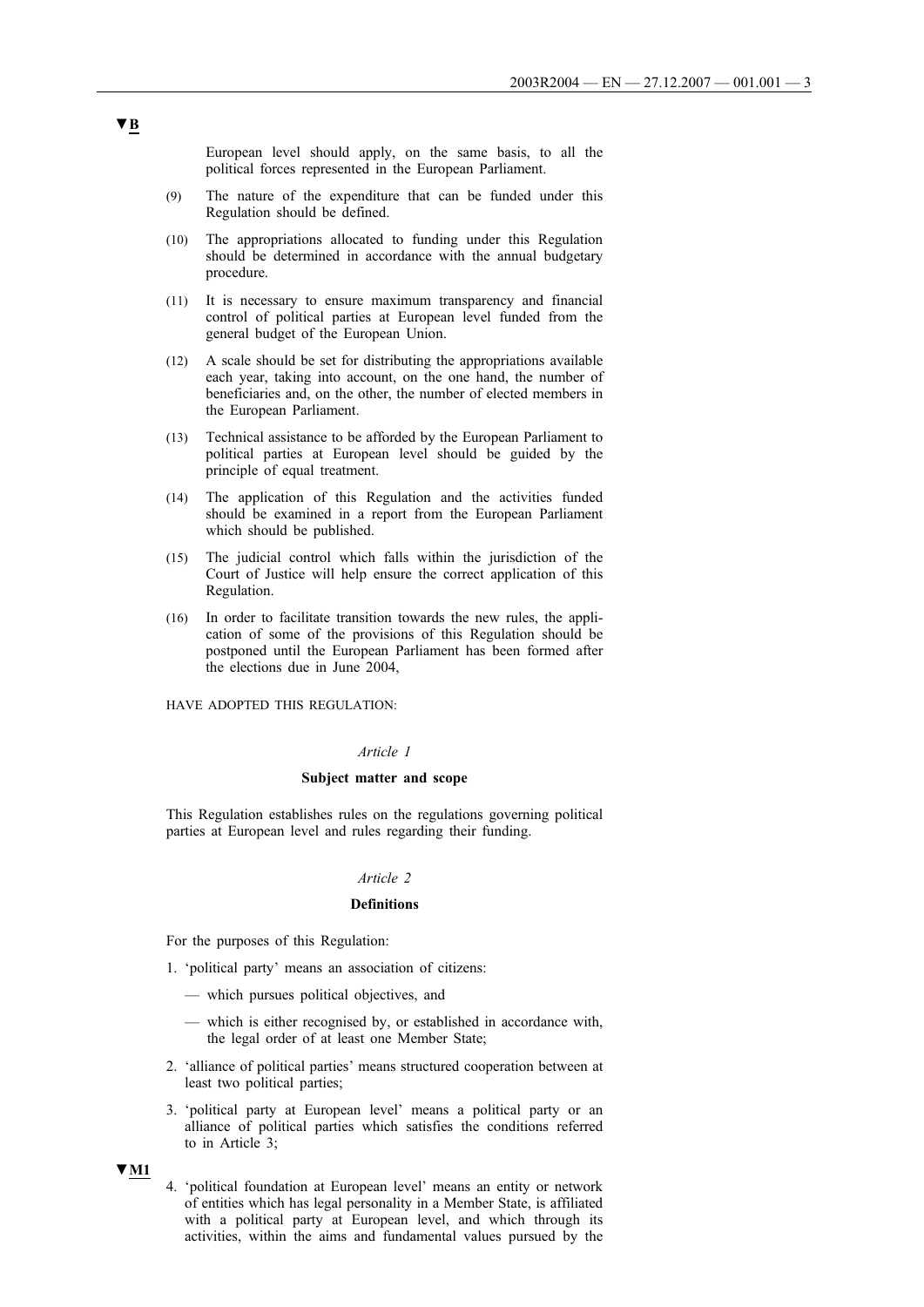▼B

European level should apply, on the same basis, to all the political forces represented in the European Parliament.

(9) The nature of the expenditure that can be funded under this Regulation should be defined.

(10) The appropriations allocated to funding under this Regulation should be determined in accordance with the annual budgetary procedure.

(11) It is necessary to ensure maximum transparency and financial control of political parties at European level funded from the general budget of the European Union.

(12) A scale should be set for distributing the appropriations available each year, taking into account, on the one hand, the number of beneficiaries and, on the other, the number of elected members in the European Parliament.

(13) Technical assistance to be afforded by the European Parliament to political parties at European level should be guided by the principle of equal treatment.

(14) The application of this Regulation and the activities funded should be examined in a report from the European Parliament which should be published.

(15) The judicial control which falls within the jurisdiction of the Court of Justice will help ensure the correct application of this Regulation.

(16) In order to facilitate transition towards the new rules, the application of some of the provisions of this Regulation should be postponed until the European Parliament has been formed after the elections due in June 2004,

HAVE ADOPTED THIS REGULATION:

*Article 1*

**Subject matter and scope**

This Regulation establishes rules on the regulations governing political parties at European level and rules regarding their funding.

*Article 2*

**Definitions**

For the purposes of this Regulation:

1. 'political party' means an association of citizens:

   — which pursues political objectives, and

   — which is either recognised by, or established in accordance with, the legal order of at least one Member State;

2. 'alliance of political parties' means structured cooperation between at least two political parties;

3. 'political party at European level' means a political party or an alliance of political parties which satisfies the conditions referred to in Article 3;

▼M1

4. 'political foundation at European level' means an entity or network of entities which has legal personality in a Member State, is affiliated with a political party at European level, and which through its activities, within the aims and fundamental values pursued by the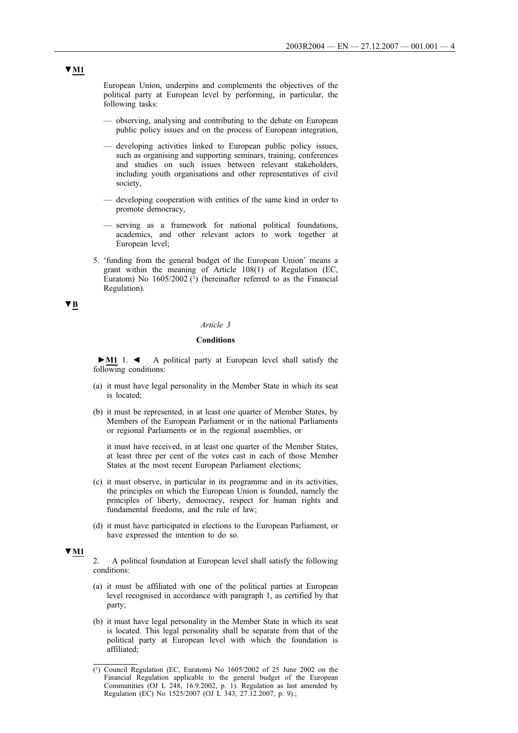▼M1

European Union, underpins and complements the objectives of the political party at European level by performing, in particular, the following tasks:

— observing, analysing and contributing to the debate on European public policy issues and on the process of European integration,

— developing activities linked to European public policy issues, such as organising and supporting seminars, training, conferences and studies on such issues between relevant stakeholders, including youth organisations and other representatives of civil society,

— developing cooperation with entities of the same kind in order to promote democracy,

— serving as a framework for national political foundations, academics, and other relevant actors to work together at European level;

5. 'funding from the general budget of the European Union' means a grant within the meaning of Article 108(1) of Regulation (EC, Euratom) No 1605/2002 [1] (hereinafter referred to as the Financial Regulation).

▼B

*Article 3*

**Conditions**

►M1 1. ◄ A political party at European level shall satisfy the following conditions:

(a) it must have legal personality in the Member State in which its seat is located;

(b) it must be represented, in at least one quarter of Member States, by Members of the European Parliament or in the national Parliaments or regional Parliaments or in the regional assemblies, or

it must have received, in at least one quarter of the Member States, at least three per cent of the votes cast in each of those Member States at the most recent European Parliament elections;

(c) it must observe, in particular in its programme and in its activities, the principles on which the European Union is founded, namely the principles of liberty, democracy, respect for human rights and fundamental freedoms, and the rule of law;

(d) it must have participated in elections to the European Parliament, or have expressed the intention to do so.

▼M1

2. A political foundation at European level shall satisfy the following conditions:

(a) it must be affiliated with one of the political parties at European level recognised in accordance with paragraph 1, as certified by that party;

(b) it must have legal personality in the Member State in which its seat is located. This legal personality shall be separate from that of the political party at European level with which the foundation is affiliated;

---

[1] Council Regulation (EC, Euratom) No 1605/2002 of 25 June 2002 on the Financial Regulation applicable to the general budget of the European Communities (OJ L 248, 16.9.2002, p. 1). Regulation as last amended by Regulation (EC) No 1525/2007 (OJ L 343, 27.12.2007, p. 9).;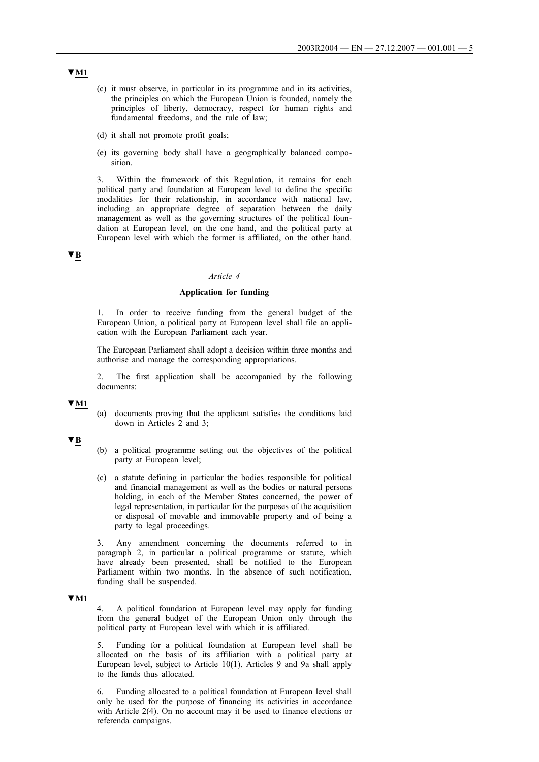▼M1

(c) it must observe, in particular in its programme and in its activities, the principles on which the European Union is founded, namely the principles of liberty, democracy, respect for human rights and fundamental freedoms, and the rule of law;

(d) it shall not promote profit goals;

(e) its governing body shall have a geographically balanced composition.

3. Within the framework of this Regulation, it remains for each political party and foundation at European level to define the specific modalities for their relationship, in accordance with national law, including an appropriate degree of separation between the daily management as well as the governing structures of the political foundation at European level, on the one hand, and the political party at European level with which the former is affiliated, on the other hand.

▼B

*Article 4*

**Application for funding**

1. In order to receive funding from the general budget of the European Union, a political party at European level shall file an application with the European Parliament each year.

The European Parliament shall adopt a decision within three months and authorise and manage the corresponding appropriations.

2. The first application shall be accompanied by the following documents:

▼M1

(a) documents proving that the applicant satisfies the conditions laid down in Articles 2 and 3;

▼B

(b) a political programme setting out the objectives of the political party at European level;

(c) a statute defining in particular the bodies responsible for political and financial management as well as the bodies or natural persons holding, in each of the Member States concerned, the power of legal representation, in particular for the purposes of the acquisition or disposal of movable and immovable property and of being a party to legal proceedings.

3. Any amendment concerning the documents referred to in paragraph 2, in particular a political programme or statute, which have already been presented, shall be notified to the European Parliament within two months. In the absence of such notification, funding shall be suspended.

▼M1

4. A political foundation at European level may apply for funding from the general budget of the European Union only through the political party at European level with which it is affiliated.

5. Funding for a political foundation at European level shall be allocated on the basis of its affiliation with a political party at European level, subject to Article 10(1). Articles 9 and 9a shall apply to the funds thus allocated.

6. Funding allocated to a political foundation at European level shall only be used for the purpose of financing its activities in accordance with Article 2(4). On no account may it be used to finance elections or referenda campaigns.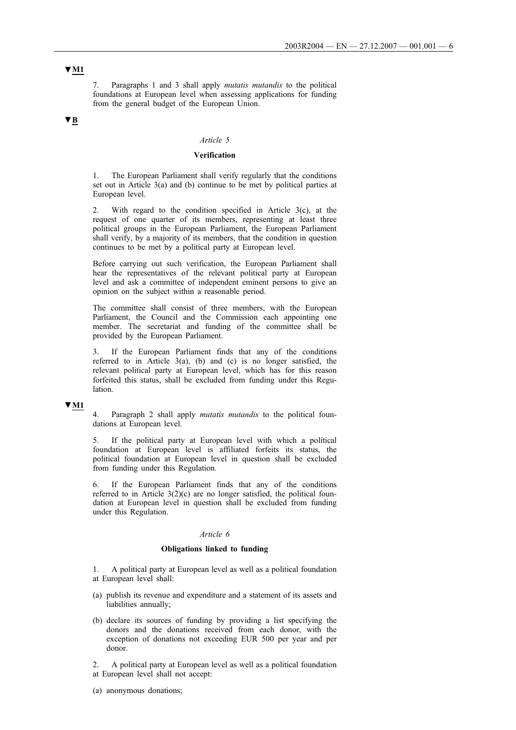▼M1

7. Paragraphs 1 and 3 shall apply *mutatis mutandis* to the political foundations at European level when assessing applications for funding from the general budget of the European Union.

▼B

*Article 5*

**Verification**

1. The European Parliament shall verify regularly that the conditions set out in Article 3(a) and (b) continue to be met by political parties at European level.

2. With regard to the condition specified in Article 3(c), at the request of one quarter of its members, representing at least three political groups in the European Parliament, the European Parliament shall verify, by a majority of its members, that the condition in question continues to be met by a political party at European level.

Before carrying out such verification, the European Parliament shall hear the representatives of the relevant political party at European level and ask a committee of independent eminent persons to give an opinion on the subject within a reasonable period.

The committee shall consist of three members, with the European Parliament, the Council and the Commission each appointing one member. The secretariat and funding of the committee shall be provided by the European Parliament.

3. If the European Parliament finds that any of the conditions referred to in Article 3(a), (b) and (c) is no longer satisfied, the relevant political party at European level, which has for this reason forfeited this status, shall be excluded from funding under this Regulation.

▼M1

4. Paragraph 2 shall apply *mutatis mutandis* to the political foundations at European level.

5. If the political party at European level with which a political foundation at European level is affiliated forfeits its status, the political foundation at European level in question shall be excluded from funding under this Regulation.

6. If the European Parliament finds that any of the conditions referred to in Article 3(2)(c) are no longer satisfied, the political foundation at European level in question shall be excluded from funding under this Regulation.

*Article 6*

**Obligations linked to funding**

1. A political party at European level as well as a political foundation at European level shall:

(a) publish its revenue and expenditure and a statement of its assets and liabilities annually;

(b) declare its sources of funding by providing a list specifying the donors and the donations received from each donor, with the exception of donations not exceeding EUR 500 per year and per donor.

2. A political party at European level as well as a political foundation at European level shall not accept:

(a) anonymous donations;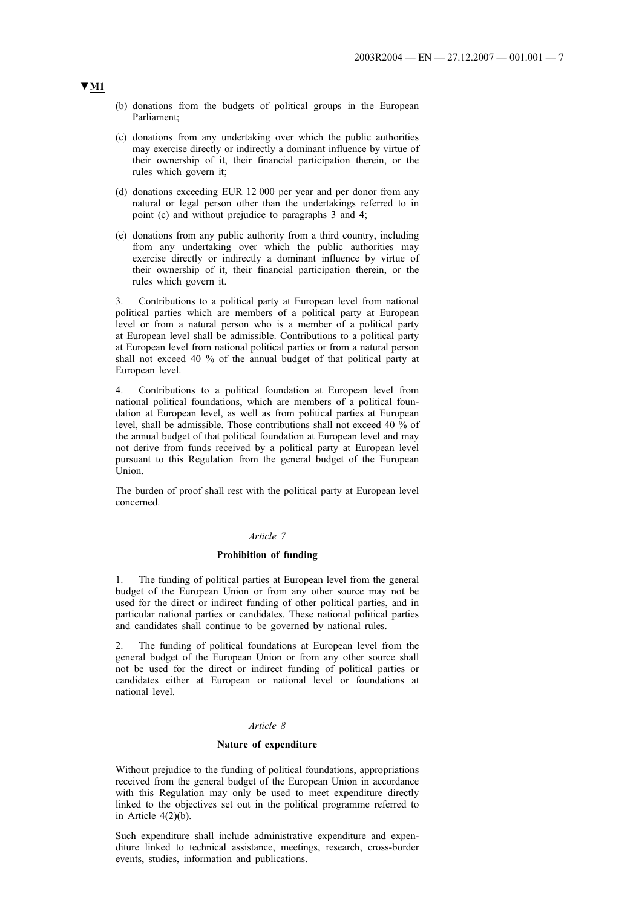▼M1

(b) donations from the budgets of political groups in the European Parliament;

(c) donations from any undertaking over which the public authorities may exercise directly or indirectly a dominant influence by virtue of their ownership of it, their financial participation therein, or the rules which govern it;

(d) donations exceeding EUR 12 000 per year and per donor from any natural or legal person other than the undertakings referred to in point (c) and without prejudice to paragraphs 3 and 4;

(e) donations from any public authority from a third country, including from any undertaking over which the public authorities may exercise directly or indirectly a dominant influence by virtue of their ownership of it, their financial participation therein, or the rules which govern it.

3. Contributions to a political party at European level from national political parties which are members of a political party at European level or from a natural person who is a member of a political party at European level shall be admissible. Contributions to a political party at European level from national political parties or from a natural person shall not exceed 40 % of the annual budget of that political party at European level.

4. Contributions to a political foundation at European level from national political foundations, which are members of a political foundation at European level, as well as from political parties at European level, shall be admissible. Those contributions shall not exceed 40 % of the annual budget of that political foundation at European level and may not derive from funds received by a political party at European level pursuant to this Regulation from the general budget of the European Union.

The burden of proof shall rest with the political party at European level concerned.

*Article 7*

**Prohibition of funding**

1. The funding of political parties at European level from the general budget of the European Union or from any other source may not be used for the direct or indirect funding of other political parties, and in particular national parties or candidates. These national political parties and candidates shall continue to be governed by national rules.

2. The funding of political foundations at European level from the general budget of the European Union or from any other source shall not be used for the direct or indirect funding of political parties or candidates either at European or national level or foundations at national level.

*Article 8*

**Nature of expenditure**

Without prejudice to the funding of political foundations, appropriations received from the general budget of the European Union in accordance with this Regulation may only be used to meet expenditure directly linked to the objectives set out in the political programme referred to in Article 4(2)(b).

Such expenditure shall include administrative expenditure and expenditure linked to technical assistance, meetings, research, cross-border events, studies, information and publications.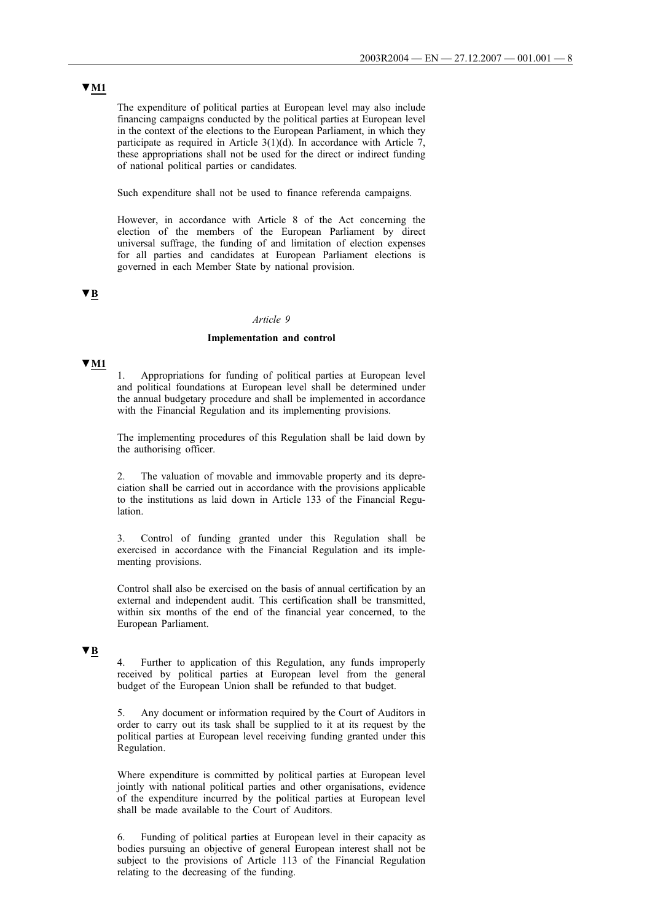▼M1

The expenditure of political parties at European level may also include financing campaigns conducted by the political parties at European level in the context of the elections to the European Parliament, in which they participate as required in Article 3(1)(d). In accordance with Article 7, these appropriations shall not be used for the direct or indirect funding of national political parties or candidates.

Such expenditure shall not be used to finance referenda campaigns.

However, in accordance with Article 8 of the Act concerning the election of the members of the European Parliament by direct universal suffrage, the funding of and limitation of election expenses for all parties and candidates at European Parliament elections is governed in each Member State by national provision.

▼B

*Article 9*

**Implementation and control**

▼M1

1. Appropriations for funding of political parties at European level and political foundations at European level shall be determined under the annual budgetary procedure and shall be implemented in accordance with the Financial Regulation and its implementing provisions.

The implementing procedures of this Regulation shall be laid down by the authorising officer.

2. The valuation of movable and immovable property and its depreciation shall be carried out in accordance with the provisions applicable to the institutions as laid down in Article 133 of the Financial Regulation.

3. Control of funding granted under this Regulation shall be exercised in accordance with the Financial Regulation and its implementing provisions.

Control shall also be exercised on the basis of annual certification by an external and independent audit. This certification shall be transmitted, within six months of the end of the financial year concerned, to the European Parliament.

▼B

4. Further to application of this Regulation, any funds improperly received by political parties at European level from the general budget of the European Union shall be refunded to that budget.

5. Any document or information required by the Court of Auditors in order to carry out its task shall be supplied to it at its request by the political parties at European level receiving funding granted under this Regulation.

Where expenditure is committed by political parties at European level jointly with national political parties and other organisations, evidence of the expenditure incurred by the political parties at European level shall be made available to the Court of Auditors.

6. Funding of political parties at European level in their capacity as bodies pursuing an objective of general European interest shall not be subject to the provisions of Article 113 of the Financial Regulation relating to the decreasing of the funding.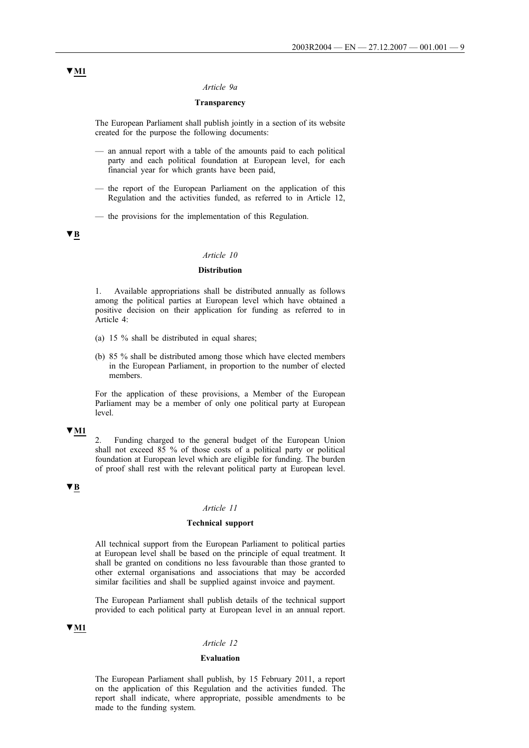▼M1

*Article 9a*

**Transparency**

The European Parliament shall publish jointly in a section of its website created for the purpose the following documents:

— an annual report with a table of the amounts paid to each political party and each political foundation at European level, for each financial year for which grants have been paid,

— the report of the European Parliament on the application of this Regulation and the activities funded, as referred to in Article 12,

— the provisions for the implementation of this Regulation.

▼B

*Article 10*

**Distribution**

1. Available appropriations shall be distributed annually as follows among the political parties at European level which have obtained a positive decision on their application for funding as referred to in Article 4:

(a) 15 % shall be distributed in equal shares;

(b) 85 % shall be distributed among those which have elected members in the European Parliament, in proportion to the number of elected members.

For the application of these provisions, a Member of the European Parliament may be a member of only one political party at European level.

▼M1

2. Funding charged to the general budget of the European Union shall not exceed 85 % of those costs of a political party or political foundation at European level which are eligible for funding. The burden of proof shall rest with the relevant political party at European level.

▼B

*Article 11*

**Technical support**

All technical support from the European Parliament to political parties at European level shall be based on the principle of equal treatment. It shall be granted on conditions no less favourable than those granted to other external organisations and associations that may be accorded similar facilities and shall be supplied against invoice and payment.

The European Parliament shall publish details of the technical support provided to each political party at European level in an annual report.

▼M1

*Article 12*

**Evaluation**

The European Parliament shall publish, by 15 February 2011, a report on the application of this Regulation and the activities funded. The report shall indicate, where appropriate, possible amendments to be made to the funding system.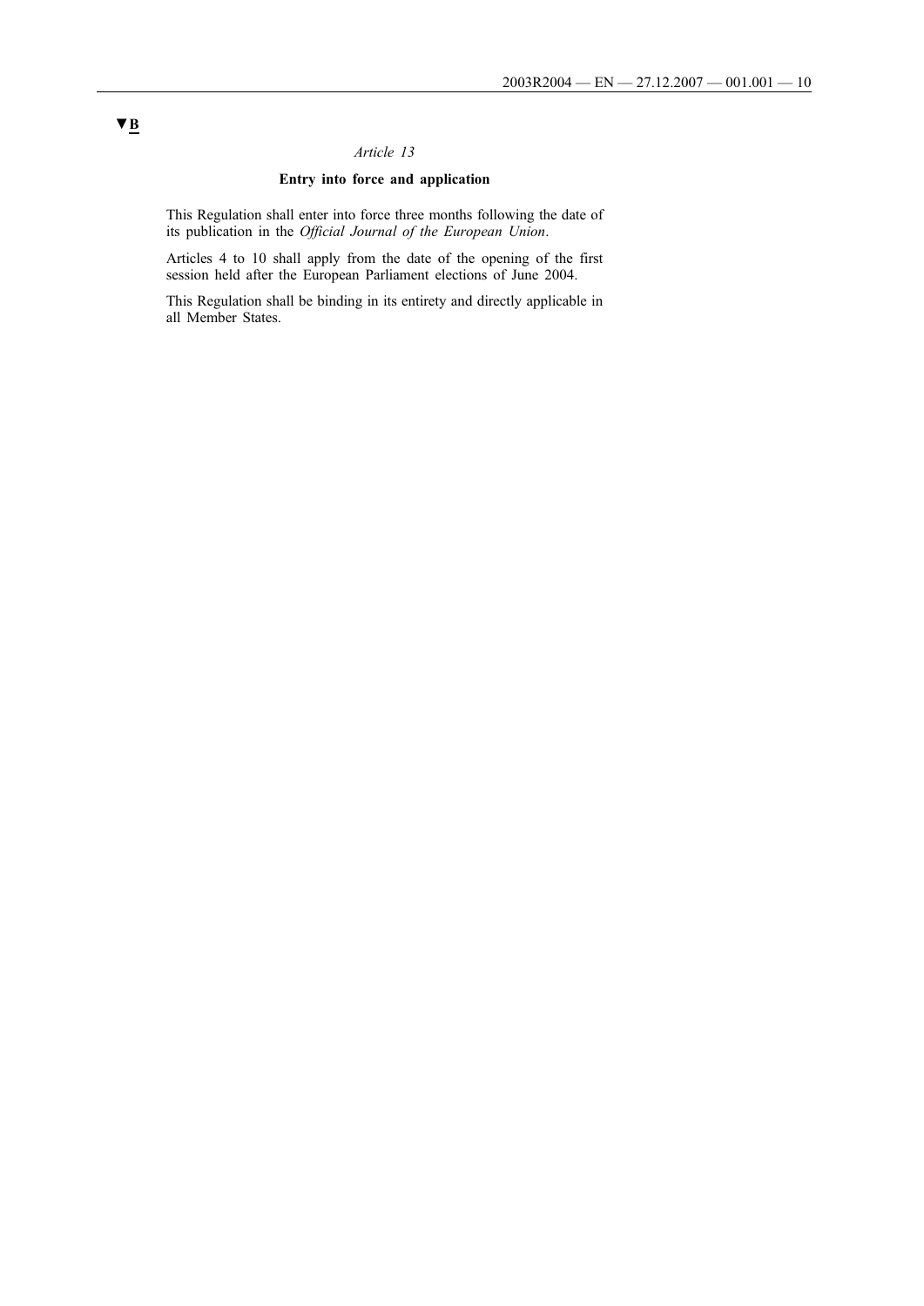▼B

*Article 13*

**Entry into force and application**

This Regulation shall enter into force three months following the date of its publication in the *Official Journal of the European Union*.

Articles 4 to 10 shall apply from the date of the opening of the first session held after the European Parliament elections of June 2004.

This Regulation shall be binding in its entirety and directly applicable in all Member States.